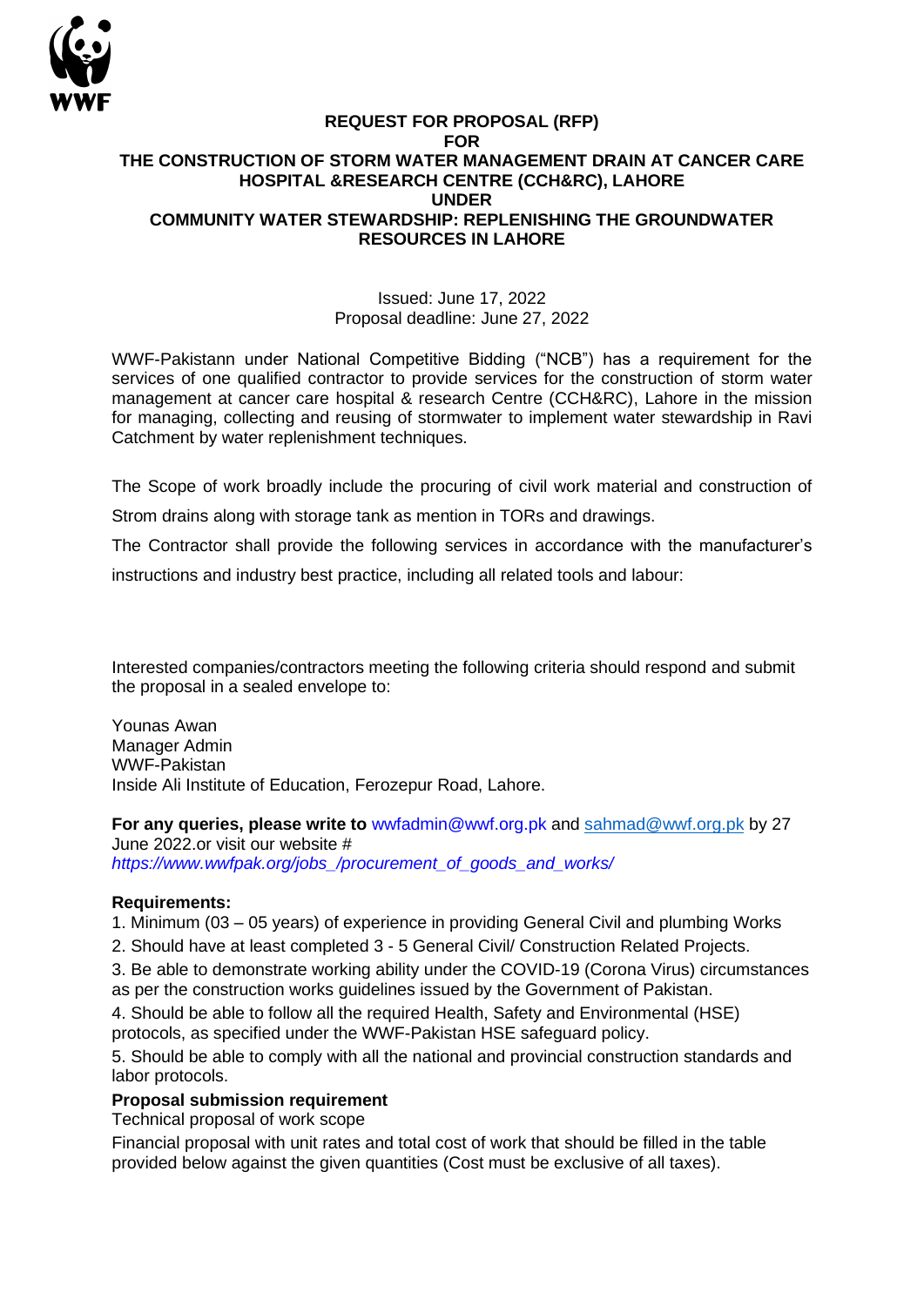WWF

# REQUEST FOR PROPOSAL (RFP)
## FOR
## THE CONSTRUCTION OF STORM WATER MANAGEMENT DRAIN AT CANCER CARE HOSPITAL &RESEARCH CENTRE (CCH&RC), LAHORE
## UNDER
## COMMUNITY WATER STEWARDSHIP: REPLENISHING THE GROUNDWATER RESOURCES IN LAHORE

Issued: June 17, 2022
Proposal deadline: June 27, 2022

WWF-Pakistann under National Competitive Bidding ("NCB") has a requirement for the services of one qualified contractor to provide services for the construction of storm water management at cancer care hospital & research Centre (CCH&RC), Lahore in the mission for managing, collecting and reusing of stormwater to implement water stewardship in Ravi Catchment by water replenishment techniques.

The Scope of work broadly include the procuring of civil work material and construction of Strom drains along with storage tank as mention in TORs and drawings.

The Contractor shall provide the following services in accordance with the manufacturer's instructions and industry best practice, including all related tools and labour:

Interested companies/contractors meeting the following criteria should respond and submit the proposal in a sealed envelope to:

Younas Awan
Manager Admin
WWF-Pakistan
Inside Ali Institute of Education, Ferozepur Road, Lahore.

**For any queries, please write to** wwfadmin@wwf.org.pk and sahmad@wwf.org.pk by 27 June 2022.or visit our website # *https://www.wwfpak.org/jobs_/procurement_of_goods_and_works/*

**Requirements:**

1. Minimum (03 – 05 years) of experience in providing General Civil and plumbing Works
2. Should have at least completed 3 - 5 General Civil/ Construction Related Projects.
3. Be able to demonstrate working ability under the COVID-19 (Corona Virus) circumstances as per the construction works guidelines issued by the Government of Pakistan.
4. Should be able to follow all the required Health, Safety and Environmental (HSE) protocols, as specified under the WWF-Pakistan HSE safeguard policy.
5. Should be able to comply with all the national and provincial construction standards and labor protocols.

**Proposal submission requirement**

Technical proposal of work scope

Financial proposal with unit rates and total cost of work that should be filled in the table provided below against the given quantities (Cost must be exclusive of all taxes).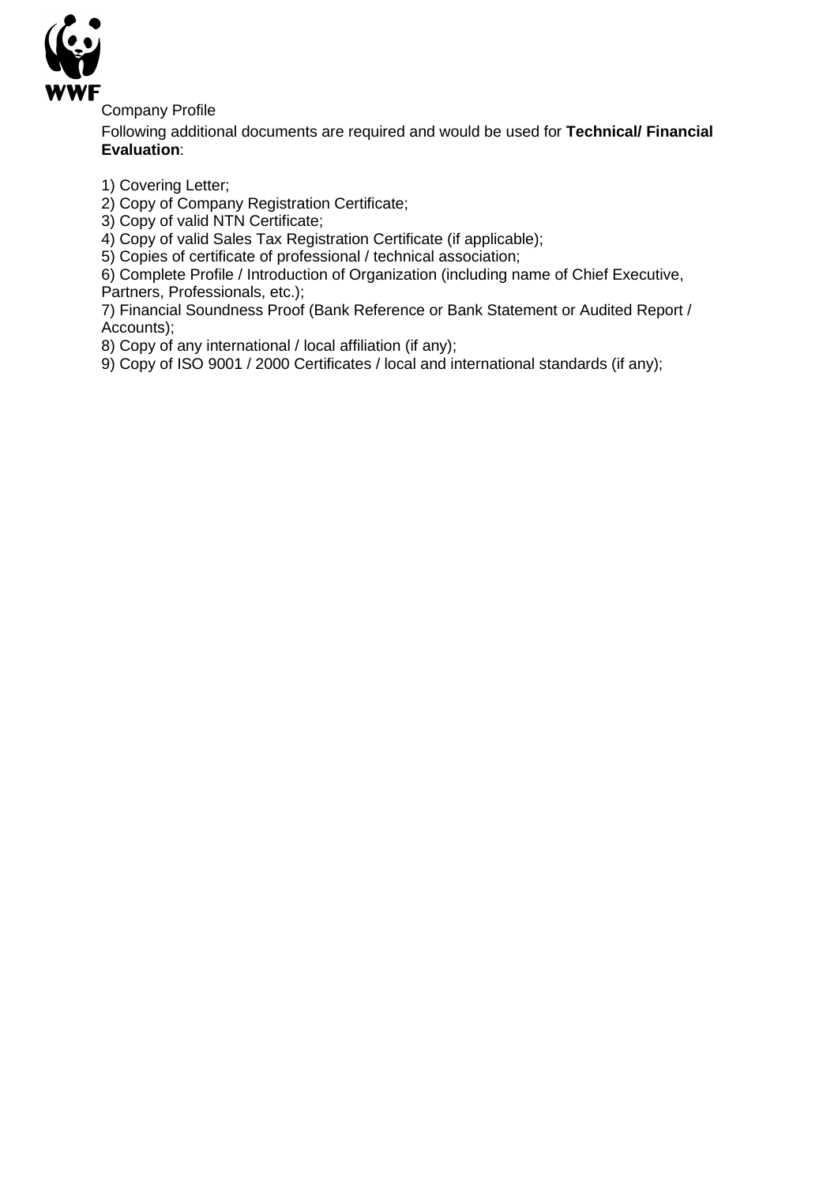Company Profile

Following additional documents are required and would be used for **Technical/ Financial Evaluation**:

1) Covering Letter;
2) Copy of Company Registration Certificate;
3) Copy of valid NTN Certificate;
4) Copy of valid Sales Tax Registration Certificate (if applicable);
5) Copies of certificate of professional / technical association;
6) Complete Profile / Introduction of Organization (including name of Chief Executive, Partners, Professionals, etc.);
7) Financial Soundness Proof (Bank Reference or Bank Statement or Audited Report / Accounts);
8) Copy of any international / local affiliation (if any);
9) Copy of ISO 9001 / 2000 Certificates / local and international standards (if any);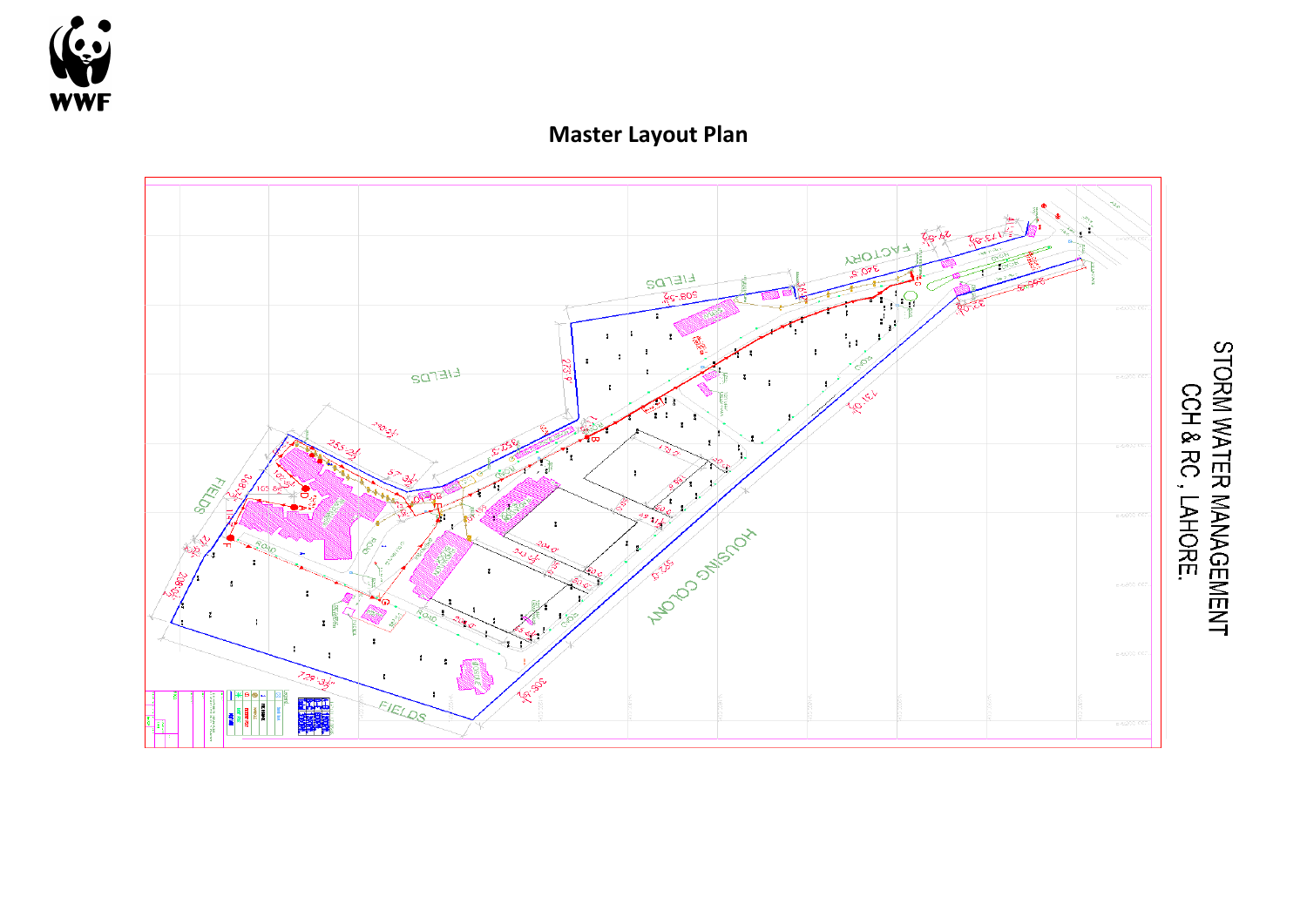# Master Layout Plan

STORM WATER MANAGEMENT
CCH & RC, LAHORE.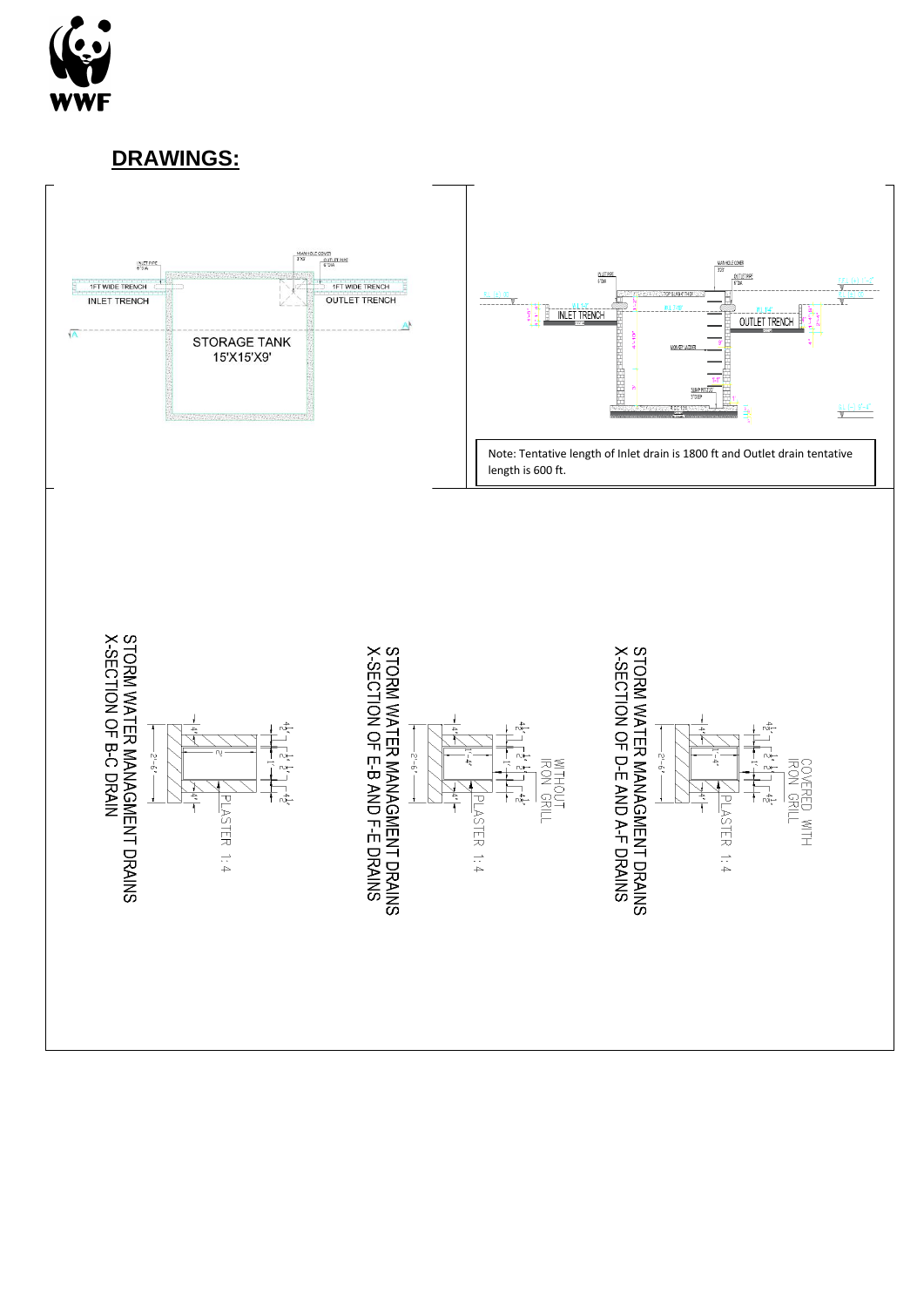## DRAWINGS:

INLET PIPE 6" DIA

MANHOLE COVER 3'X3'

OUTLET PIPE 6" DIA

1FT WIDE TRENCH

INLET TRENCH

1FT WIDE TRENCH

OUTLET TRENCH

STORAGE TANK 15'X15'X9'

INLET PIPE 6" DIA

MANHOLE COVER 3'X3'

OUTLET PIPE 6" DIA

INLET TRENCH

OUTLET TRENCH

MANHOLE LADDER

SUMP PIT 2'X2' 3" DEEP

Note: Tentative length of Inlet drain is 1800 ft and Outlet drain tentative length is 600 ft.

STORM WATER MANAGMENT DRAINS
X-SECTION OF B-C DRAIN

PLASTER 1:4

STORM WATER MANAGMENT DRAINS
X-SECTION OF E-B AND F-E DRAINS

WITHOUT IRON GRILL

PLASTER 1:4

STORM WATER MANAGMENT DRAINS
X-SECTION OF D-E AND A-F DRAINS

COVERED WITH IRON GRILL

PLASTER 1:4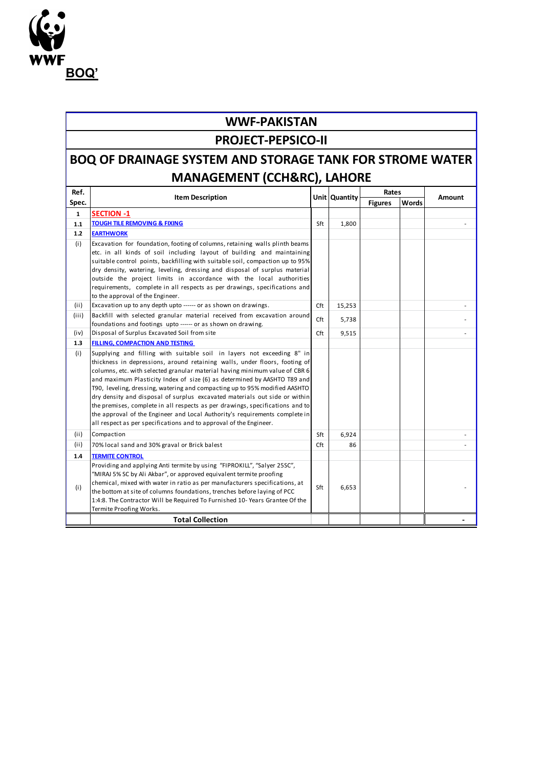WWF

**BOQ'**

# WWF-PAKISTAN

## PROJECT-PEPSICO-II

## BOQ OF DRAINAGE SYSTEM AND STORAGE TANK FOR STROME WATER MANAGEMENT (CCH&RC), LAHORE

| Ref. Spec. | Item Description | Unit | Quantity | Rates | | Amount |
|---|---|---|---|---|---|---|
| | | | | Figures | Words | |
| 1 | SECTION -1 | | | | | |
| 1.1 | TOUGH TILE REMOVING & FIXING | Sft | 1,800 | | | - |
| 1.2 | EARTHWORK | | | | | |
| (i) | Excavation for foundation, footing of columns, retaining walls plinth beams etc. in all kinds of soil including layout of building and maintaining suitable control points, backfilling with suitable soil, compaction up to 95% dry density, watering, leveling, dressing and disposal of surplus material outside the project limits in accordance with the local authorities requirements, complete in all respects as per drawings, specifications and to the approval of the Engineer. | | | | | |
| (ii) | Excavation up to any depth upto ------ or as shown on drawings. | Cft | 15,253 | | | - |
| (iii) | Backfill with selected granular material received from excavation around foundations and footings upto ------ or as shown on drawing. | Cft | 5,738 | | | - |
| (iv) | Disposal of Surplus Excavated Soil from site | Cft | 9,515 | | | - |
| 1.3 | FILLING, COMPACTION AND TESTING | | | | | |
| (i) | Supplying and filling with suitable soil in layers not exceeding 8" in thickness in depressions, around retaining walls, under floors, footing of columns, etc. with selected granular material having minimum value of CBR 6 and maximum Plasticity Index of size (6) as determined by AASHTO T89 and T90, leveling, dressing, watering and compacting up to 95% modified AASHTO dry density and disposal of surplus excavated materials out side or within the premises, complete in all respects as per drawings, specifications and to the approval of the Engineer and Local Authority's requirements complete in all respect as per specifications and to approval of the Engineer. | | | | | |
| (ii) | Compaction | Sft | 6,924 | | | - |
| (ii) | 70% local sand and 30% graval or Brick balest | Cft | 86 | | | - |
| 1.4 | TERMITE CONTROL | | | | | |
| (i) | Providing and applying Anti termite by using "FIPROKILL", "Salyer 25SC", "MIRAJ 5% SC by Ali Akbar", or approved equivalent termite proofing chemical, mixed with water in ratio as per manufacturers specifications, at the bottom at site of columns foundations, trenches before laying of PCC 1:4:8. The Contractor Will be Required To Furnished 10- Years Grantee Of the Termite Proofing Works. | Sft | 6,653 | | | - |
| | **Total Collection** | | | | | **-** |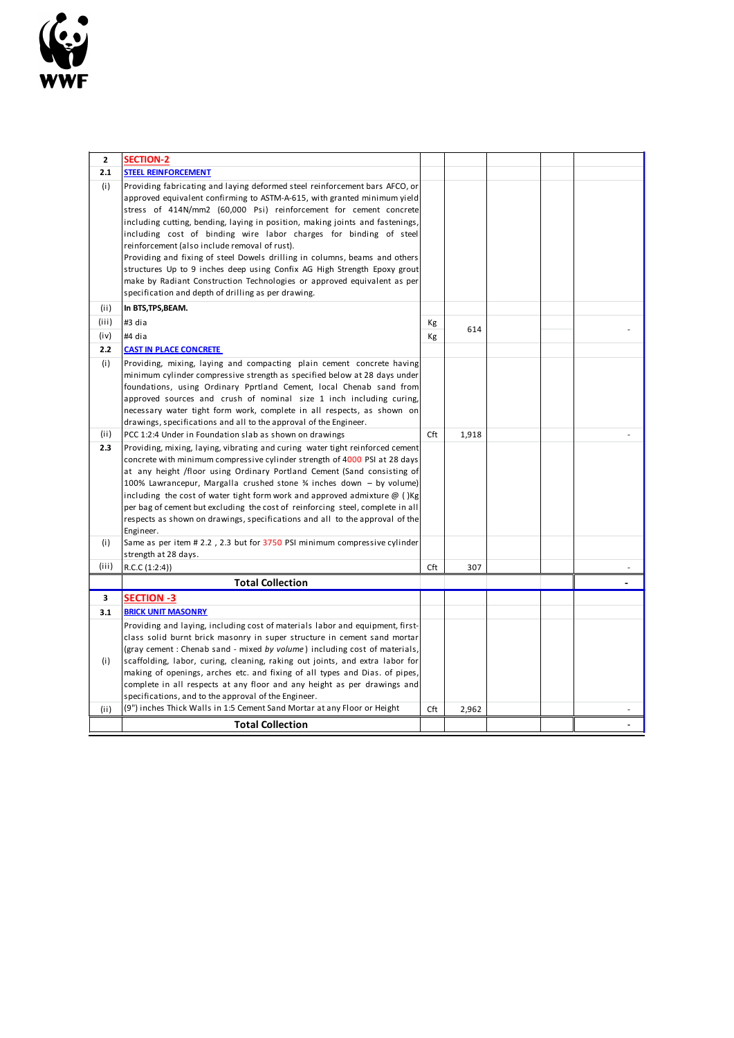| 2 | SECTION-2 | | | | | |
|---|---|---|---|---|---|---|
| 2.1 | STEEL REINFORCEMENT | | | | | |
| (i) | Providing fabricating and laying deformed steel reinforcement bars AFCO, or approved equivalent confirming to ASTM-A-615, with granted minimum yield stress of 414N/mm2 (60,000 Psi) reinforcement for cement concrete including cutting, bending, laying in position, making joints and fastenings, including cost of binding wire labor charges for binding of steel reinforcement (also include removal of rust).<br>Providing and fixing of steel Dowels drilling in columns, beams and others structures Up to 9 inches deep using Confix AG High Strength Epoxy grout make by Radiant Construction Technologies or approved equivalent as per specification and depth of drilling as per drawing. | | | | | |
| (ii) | **In BTS,TPS,BEAM.** | | | | | |
| (iii) | #3 dia | Kg | 614 | | | - |
| (iv) | #4 dia | Kg | | | | |
| 2.2 | CAST IN PLACE CONCRETE | | | | | |
| (i) | Providing, mixing, laying and compacting plain cement concrete having minimum cylinder compressive strength as specified below at 28 days under foundations, using Ordinary Pprtland Cement, local Chenab sand from approved sources and crush of nominal size 1 inch including curing, necessary water tight form work, complete in all respects, as shown on drawings, specifications and all to the approval of the Engineer. | | | | | |
| (ii) | PCC 1:2:4 Under in Foundation slab as shown on drawings | Cft | 1,918 | | | - |
| 2.3 | Providing, mixing, laying, vibrating and curing water tight reinforced cement concrete with minimum compressive cylinder strength of 4000 PSI at 28 days at any height /floor using Ordinary Portland Cement (Sand consisting of 100% Lawrancepur, Margalla crushed stone ¾ inches down – by volume) including the cost of water tight form work and approved admixture @ ( )Kg per bag of cement but excluding the cost of reinforcing steel, complete in all respects as shown on drawings, specifications and all to the approval of the Engineer. | | | | | |
| (i) | Same as per item # 2.2 , 2.3 but for 3750 PSI minimum compressive cylinder strength at 28 days. | | | | | |
| (iii) | R.C.C (1:2:4)) | Cft | 307 | | | - |
| | **Total Collection** | | | | | - |
| 3 | SECTION -3 | | | | | |
| 3.1 | BRICK UNIT MASONRY | | | | | |
| (i) | Providing and laying, including cost of materials labor and equipment, first-class solid burnt brick masonry in super structure in cement sand mortar (gray cement : Chenab sand - mixed *by volume*) including cost of materials, scaffolding, labor, curing, cleaning, raking out joints, and extra labor for making of openings, arches etc. and fixing of all types and Dias. of pipes, complete in all respects at any floor and any height as per drawings and specifications, and to the approval of the Engineer. | | | | | |
| (ii) | (9") inches Thick Walls in 1:5 Cement Sand Mortar at any Floor or Height | Cft | 2,962 | | | - |
| | **Total Collection** | | | | | - |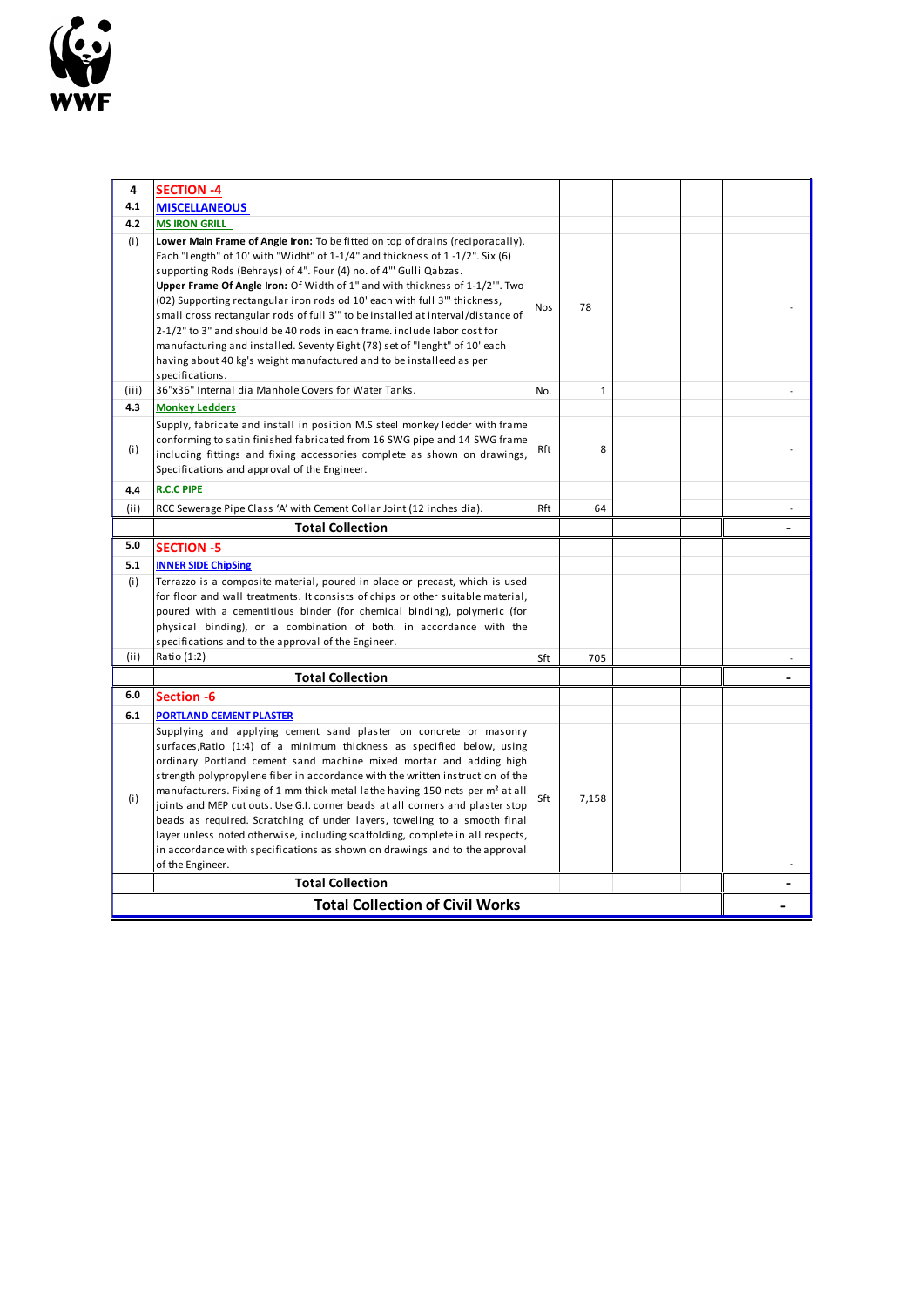| | | | | | | |
|---|---|---|---|---|---|---|
| **4** | **SECTION -4** | | | | | |
| **4.1** | **MISCELLANEOUS** | | | | | |
| **4.2** | **MS IRON GRILL** | | | | | |
| (i) | **Lower Main Frame of Angle Iron:** To be fitted on top of drains (reciporacally). Each "Length" of 10' with "Widht" of 1-1/4" and thickness of 1 -1/2". Six (6) supporting Rods (Behrays) of 4". Four (4) no. of 4"' Gulli Qabzas. **Upper Frame Of Angle Iron:** Of Width of 1" and with thickness of 1-1/2'". Two (02) Supporting rectangular iron rods od 10' each with full 3"' thickness, small cross rectangular rods of full 3'" to be installed at interval/distance of 2-1/2" to 3" and should be 40 rods in each frame. include labor cost for manufacturing and installed. Seventy Eight (78) set of "lenght" of 10' each having about 40 kg's weight manufactured and to be installeed as per specifications. | Nos | 78 | | | - |
| (iii) | 36"x36" Internal dia Manhole Covers for Water Tanks. | No. | 1 | | | - |
| **4.3** | **Monkey Ledders** | | | | | |
| (i) | Supply, fabricate and install in position M.S steel monkey ledder with frame conforming to satin finished fabricated from 16 SWG pipe and 14 SWG frame including fittings and fixing accessories complete as shown on drawings, Specifications and approval of the Engineer. | Rft | 8 | | | - |
| **4.4** | **R.C.C PIPE** | | | | | |
| (ii) | RCC Sewerage Pipe Class 'A' with Cement Collar Joint (12 inches dia). | Rft | 64 | | | - |
| | **Total Collection** | | | | | **-** |
| **5.0** | **SECTION -5** | | | | | |
| **5.1** | **INNER SIDE ChipSing** | | | | | |
| (i) | Terrazzo is a composite material, poured in place or precast, which is used for floor and wall treatments. It consists of chips or other suitable material, poured with a cementitious binder (for chemical binding), polymeric (for physical binding), or a combination of both. in accordance with the specifications and to the approval of the Engineer. | | | | | |
| (ii) | Ratio (1:2) | Sft | 705 | | | - |
| | **Total Collection** | | | | | **-** |
| **6.0** | **Section -6** | | | | | |
| **6.1** | **PORTLAND CEMENT PLASTER** | | | | | |
| (i) | Supplying and applying cement sand plaster on concrete or masonry surfaces,Ratio (1:4) of a minimum thickness as specified below, using ordinary Portland cement sand machine mixed mortar and adding high strength polypropylene fiber in accordance with the written instruction of the manufacturers. Fixing of 1 mm thick metal lathe having 150 nets per m² at all joints and MEP cut outs. Use G.I. corner beads at all corners and plaster stop beads as required. Scratching of under layers, toweling to a smooth final layer unless noted otherwise, including scaffolding, complete in all respects, in accordance with specifications as shown on drawings and to the approval of the Engineer. | Sft | 7,158 | | | - |
| | **Total Collection** | | | | | **-** |
| | **Total Collection of Civil Works** | | | | | **-** |